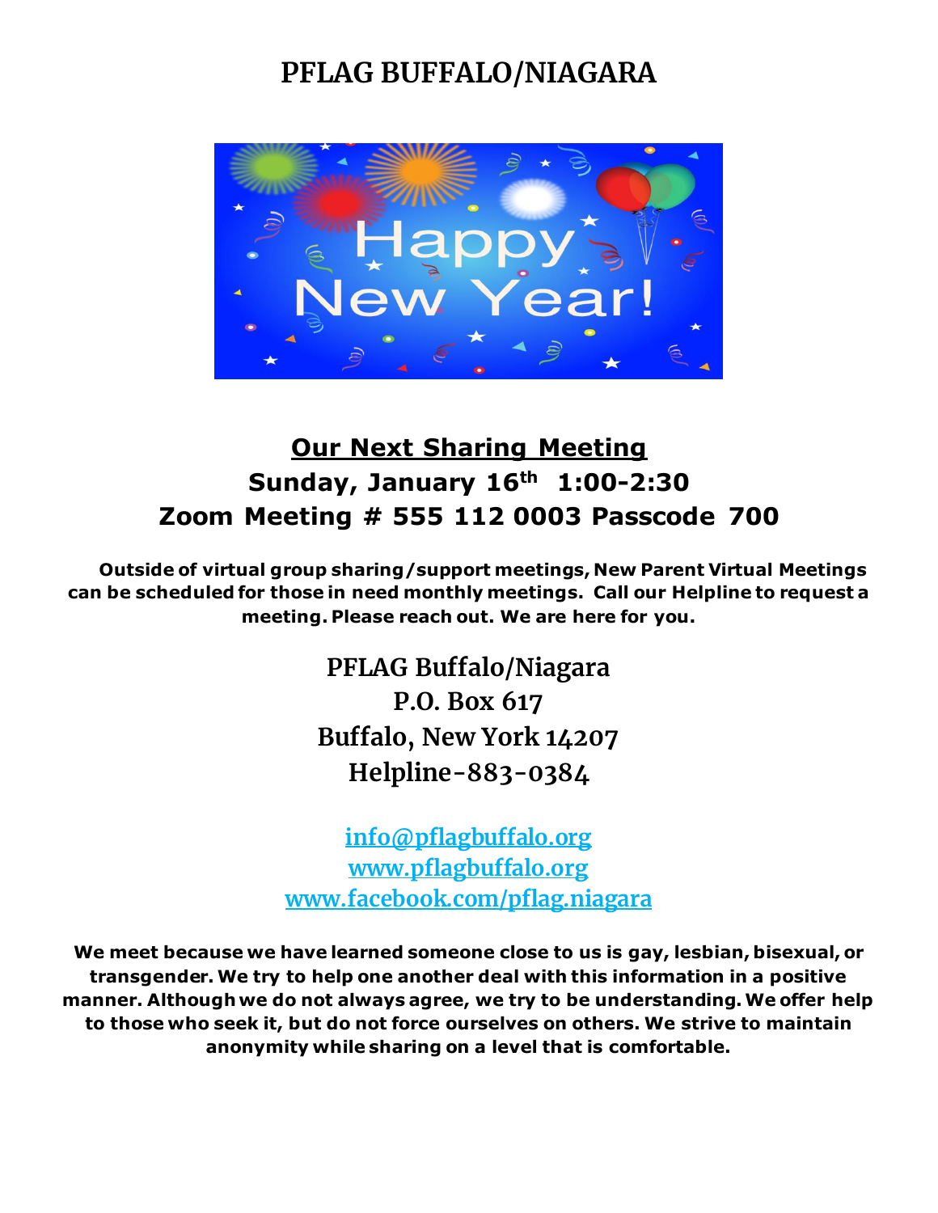# PFLAG BUFFALO/NIAGARA

## Our Next Sharing Meeting

**Sunday, January 16th 1:00-2:30**

**Zoom Meeting # 555 112 0003 Passcode 700**

**Outside of virtual group sharing/support meetings, New Parent Virtual Meetings can be scheduled for those in need monthly meetings. Call our Helpline to request a meeting. Please reach out. We are here for you.**

PFLAG Buffalo/Niagara
P.O. Box 617
Buffalo, New York 14207
Helpline-883-0384

info@pflagbuffalo.org
www.pflagbuffalo.org
www.facebook.com/pflag.niagara

**We meet because we have learned someone close to us is gay, lesbian, bisexual, or transgender. We try to help one another deal with this information in a positive manner. Although we do not always agree, we try to be understanding. We offer help to those who seek it, but do not force ourselves on others. We strive to maintain anonymity while sharing on a level that is comfortable.**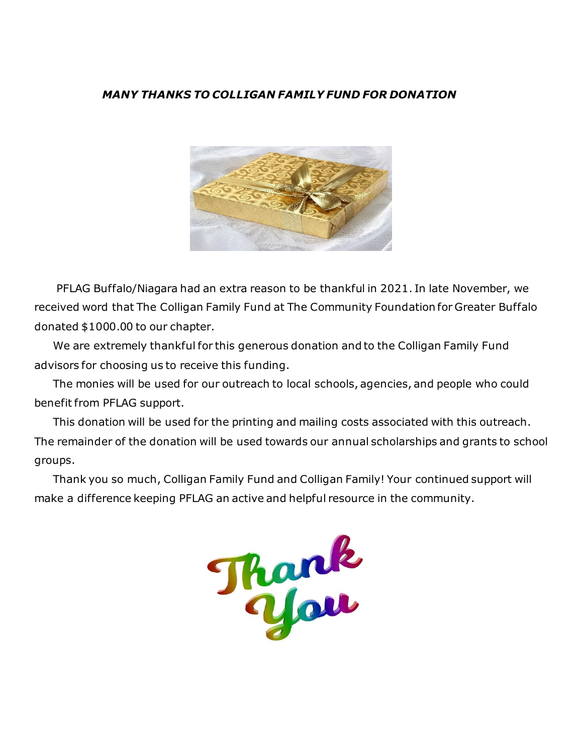### ***MANY THANKS TO COLLIGAN FAMILY FUND FOR DONATION***

PFLAG Buffalo/Niagara had an extra reason to be thankful in 2021. In late November, we received word that The Colligan Family Fund at The Community Foundation for Greater Buffalo donated $1000.00 to our chapter.

We are extremely thankful for this generous donation and to the Colligan Family Fund advisors for choosing us to receive this funding.

The monies will be used for our outreach to local schools, agencies, and people who could benefit from PFLAG support.

This donation will be used for the printing and mailing costs associated with this outreach. The remainder of the donation will be used towards our annual scholarships and grants to school groups.

Thank you so much, Colligan Family Fund and Colligan Family! Your continued support will make a difference keeping PFLAG an active and helpful resource in the community.

Thank You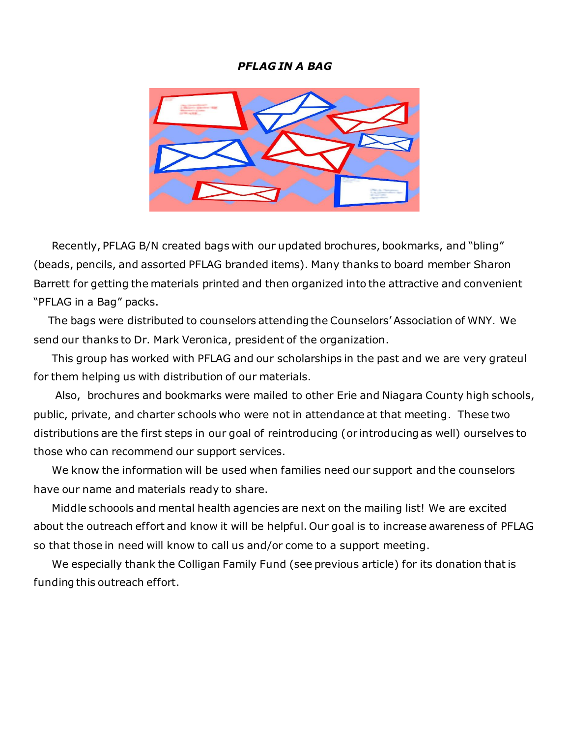***PFLAG IN A BAG***

Recently, PFLAG B/N created bags with our updated brochures, bookmarks, and "bling" (beads, pencils, and assorted PFLAG branded items). Many thanks to board member Sharon Barrett for getting the materials printed and then organized into the attractive and convenient "PFLAG in a Bag" packs.

The bags were distributed to counselors attending the Counselors' Association of WNY. We send our thanks to Dr. Mark Veronica, president of the organization.

This group has worked with PFLAG and our scholarships in the past and we are very grateul for them helping us with distribution of our materials.

Also, brochures and bookmarks were mailed to other Erie and Niagara County high schools, public, private, and charter schools who were not in attendance at that meeting. These two distributions are the first steps in our goal of reintroducing (or introducing as well) ourselves to those who can recommend our support services.

We know the information will be used when families need our support and the counselors have our name and materials ready to share.

Middle schoools and mental health agencies are next on the mailing list! We are excited about the outreach effort and know it will be helpful. Our goal is to increase awareness of PFLAG so that those in need will know to call us and/or come to a support meeting.

We especially thank the Colligan Family Fund (see previous article) for its donation that is funding this outreach effort.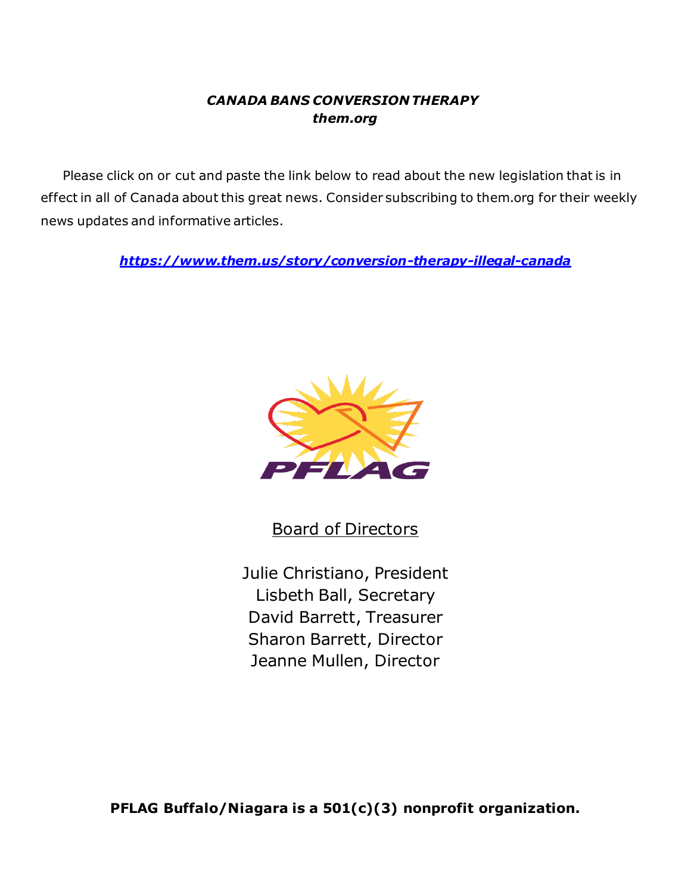***CANADA BANS CONVERSION THERAPY***
***them.org***

Please click on or cut and paste the link below to read about the new legislation that is in effect in all of Canada about this great news. Consider subscribing to them.org for their weekly news updates and informative articles.

***https://www.them.us/story/conversion-therapy-illegal-canada***

PFLAG

Board of Directors

Julie Christiano, President
Lisbeth Ball, Secretary
David Barrett, Treasurer
Sharon Barrett, Director
Jeanne Mullen, Director

**PFLAG Buffalo/Niagara is a 501(c)(3) nonprofit organization.**